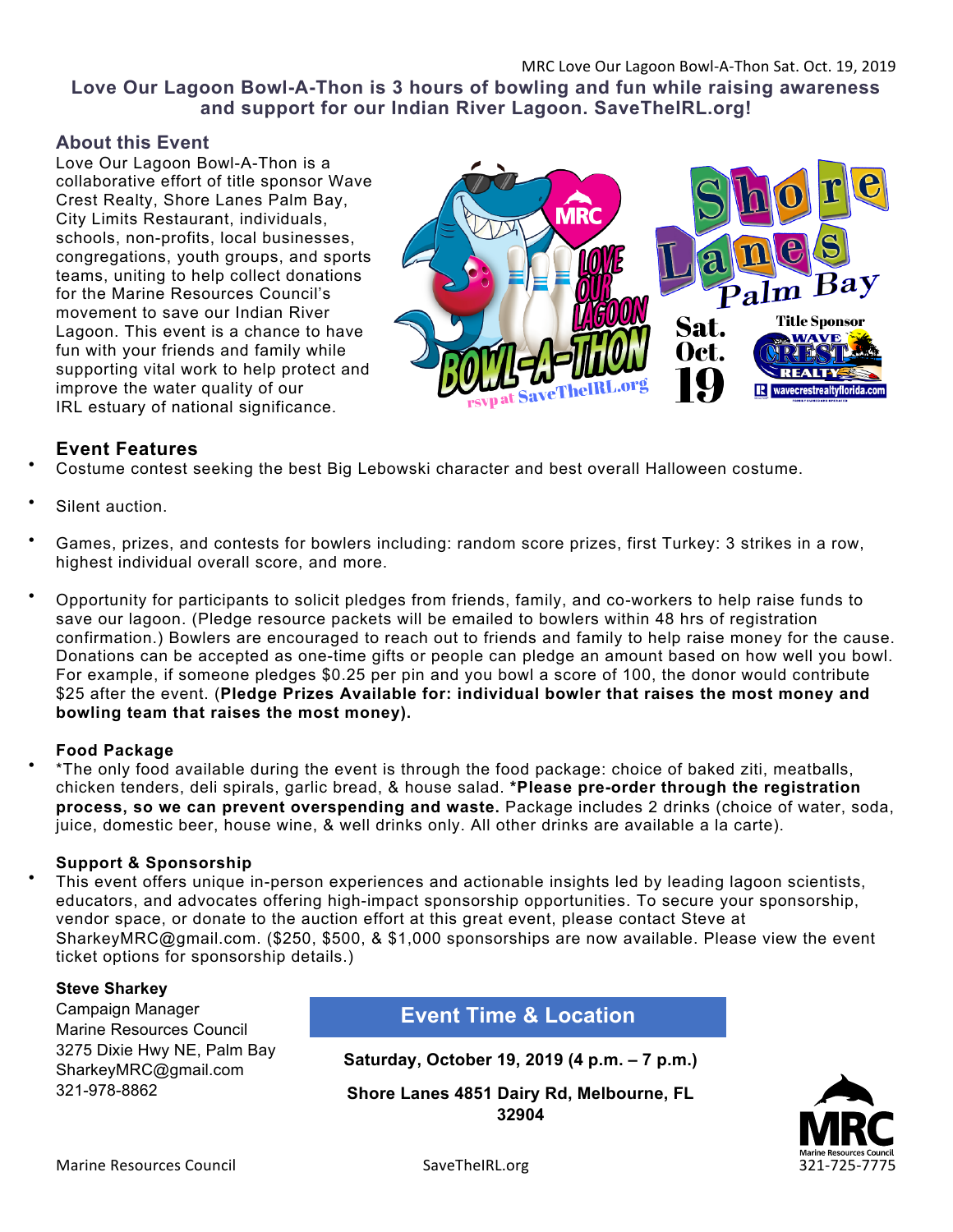MRC Love Our Lagoon Bowl-A-Thon Sat. Oct. 19, 2019

**Love Our Lagoon Bowl-A-Thon is 3 hours of bowling and fun while raising awareness and support for our Indian River Lagoon. SaveTheIRL.org!**

## About this Event

Love Our Lagoon Bowl-A-Thon is a collaborative effort of title sponsor Wave Crest Realty, Shore Lanes Palm Bay, City Limits Restaurant, individuals, schools, non-profits, local businesses, congregations, youth groups, and sports teams, uniting to help collect donations for the Marine Resources Council's movement to save our Indian River Lagoon. This event is a chance to have fun with your friends and family while supporting vital work to help protect and improve the water quality of our IRL estuary of national significance.

## Event Features

- Costume contest seeking the best Big Lebowski character and best overall Halloween costume.
- Silent auction.
- Games, prizes, and contests for bowlers including: random score prizes, first Turkey: 3 strikes in a row, highest individual overall score, and more.
- Opportunity for participants to solicit pledges from friends, family, and co-workers to help raise funds to save our lagoon. (Pledge resource packets will be emailed to bowlers within 48 hrs of registration confirmation.) Bowlers are encouraged to reach out to friends and family to help raise money for the cause. Donations can be accepted as one-time gifts or people can pledge an amount based on how well you bowl. For example, if someone pledges $0.25 per pin and you bowl a score of 100, the donor would contribute $25 after the event. (**Pledge Prizes Available for: individual bowler that raises the most money and bowling team that raises the most money).**

**Food Package**

- *The only food available during the event is through the food package: choice of baked ziti, meatballs, chicken tenders, deli spirals, garlic bread, & house salad. ***Please pre-order through the registration process, so we can prevent overspending and waste.** Package includes 2 drinks (choice of water, soda, juice, domestic beer, house wine, & well drinks only. All other drinks are available a la carte).

**Support & Sponsorship**

- This event offers unique in-person experiences and actionable insights led by leading lagoon scientists, educators, and advocates offering high-impact sponsorship opportunities. To secure your sponsorship, vendor space, or donate to the auction effort at this great event, please contact Steve at SharkeyMRC@gmail.com. ($250, $500, & $1,000 sponsorships are now available. Please view the event ticket options for sponsorship details.)

**Steve Sharkey**
Campaign Manager
Marine Resources Council
3275 Dixie Hwy NE, Palm Bay
SharkeyMRC@gmail.com
321-978-8862

## Event Time & Location

**Saturday, October 19, 2019 (4 p.m. – 7 p.m.)**

**Shore Lanes 4851 Dairy Rd, Melbourne, FL 32904**

Marine Resources Council — SaveTheIRL.org — 321-725-7775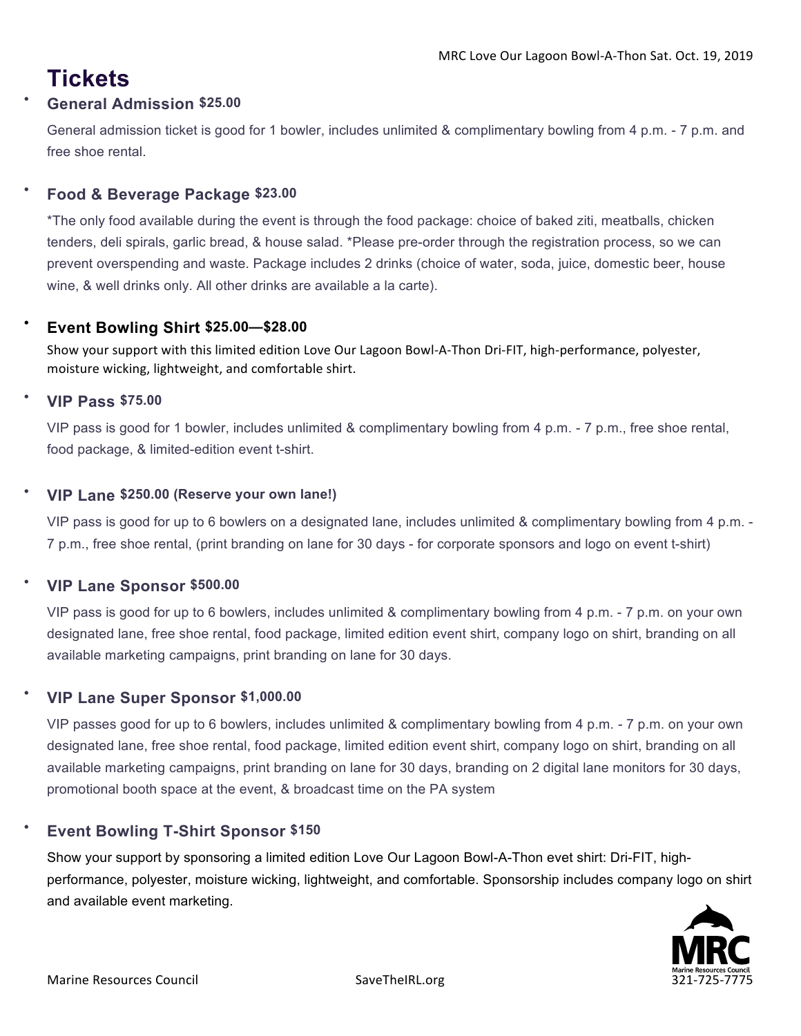# Tickets

- **General Admission $25.00**

  General admission ticket is good for 1 bowler, includes unlimited & complimentary bowling from 4 p.m. - 7 p.m. and free shoe rental.

- **Food & Beverage Package $23.00**

  *The only food available during the event is through the food package: choice of baked ziti, meatballs, chicken tenders, deli spirals, garlic bread, & house salad. *Please pre-order through the registration process, so we can prevent overspending and waste. Package includes 2 drinks (choice of water, soda, juice, domestic beer, house wine, & well drinks only. All other drinks are available a la carte).

- **Event Bowling Shirt $25.00—$28.00**

  Show your support with this limited edition Love Our Lagoon Bowl-A-Thon Dri-FIT, high-performance, polyester, moisture wicking, lightweight, and comfortable shirt.

- **VIP Pass $75.00**

  VIP pass is good for 1 bowler, includes unlimited & complimentary bowling from 4 p.m. - 7 p.m., free shoe rental, food package, & limited-edition event t-shirt.

- **VIP Lane $250.00 (Reserve your own lane!)**

  VIP pass is good for up to 6 bowlers on a designated lane, includes unlimited & complimentary bowling from 4 p.m. - 7 p.m., free shoe rental, (print branding on lane for 30 days - for corporate sponsors and logo on event t-shirt)

- **VIP Lane Sponsor $500.00**

  VIP pass is good for up to 6 bowlers, includes unlimited & complimentary bowling from 4 p.m. - 7 p.m. on your own designated lane, free shoe rental, food package, limited edition event shirt, company logo on shirt, branding on all available marketing campaigns, print branding on lane for 30 days.

- **VIP Lane Super Sponsor $1,000.00**

  VIP passes good for up to 6 bowlers, includes unlimited & complimentary bowling from 4 p.m. - 7 p.m. on your own designated lane, free shoe rental, food package, limited edition event shirt, company logo on shirt, branding on all available marketing campaigns, print branding on lane for 30 days, branding on 2 digital lane monitors for 30 days, promotional booth space at the event, & broadcast time on the PA system

- **Event Bowling T-Shirt Sponsor $150**

  Show your support by sponsoring a limited edition Love Our Lagoon Bowl-A-Thon evet shirt: Dri-FIT, high-performance, polyester, moisture wicking, lightweight, and comfortable. Sponsorship includes company logo on shirt and available event marketing.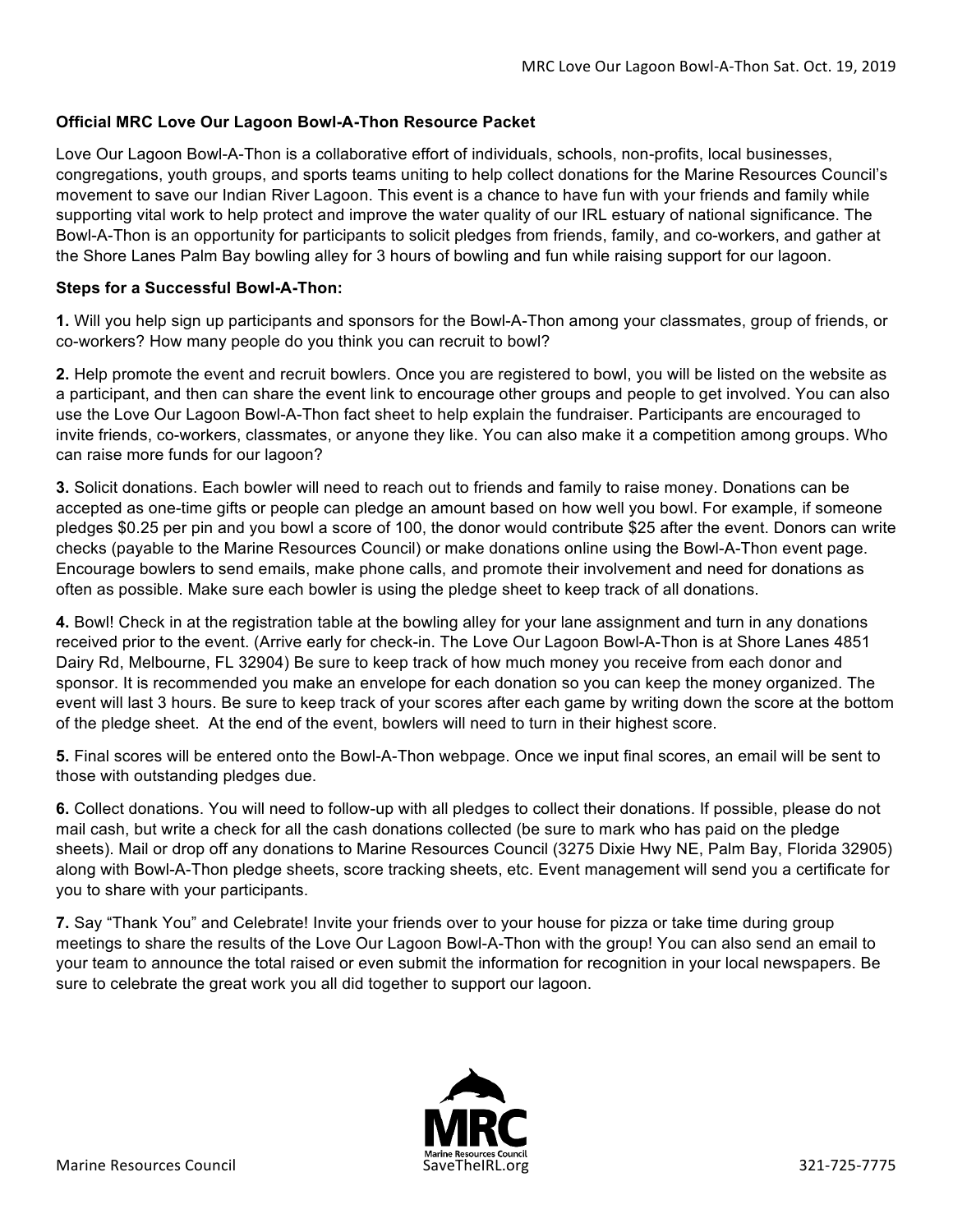**Official MRC Love Our Lagoon Bowl-A-Thon Resource Packet**

Love Our Lagoon Bowl-A-Thon is a collaborative effort of individuals, schools, non-profits, local businesses, congregations, youth groups, and sports teams uniting to help collect donations for the Marine Resources Council's movement to save our Indian River Lagoon. This event is a chance to have fun with your friends and family while supporting vital work to help protect and improve the water quality of our IRL estuary of national significance. The Bowl-A-Thon is an opportunity for participants to solicit pledges from friends, family, and co-workers, and gather at the Shore Lanes Palm Bay bowling alley for 3 hours of bowling and fun while raising support for our lagoon.

**Steps for a Successful Bowl-A-Thon:**

**1.** Will you help sign up participants and sponsors for the Bowl-A-Thon among your classmates, group of friends, or co-workers? How many people do you think you can recruit to bowl?

**2.** Help promote the event and recruit bowlers. Once you are registered to bowl, you will be listed on the website as a participant, and then can share the event link to encourage other groups and people to get involved. You can also use the Love Our Lagoon Bowl-A-Thon fact sheet to help explain the fundraiser. Participants are encouraged to invite friends, co-workers, classmates, or anyone they like. You can also make it a competition among groups. Who can raise more funds for our lagoon?

**3.** Solicit donations. Each bowler will need to reach out to friends and family to raise money. Donations can be accepted as one-time gifts or people can pledge an amount based on how well you bowl. For example, if someone pledges $0.25 per pin and you bowl a score of 100, the donor would contribute $25 after the event. Donors can write checks (payable to the Marine Resources Council) or make donations online using the Bowl-A-Thon event page. Encourage bowlers to send emails, make phone calls, and promote their involvement and need for donations as often as possible. Make sure each bowler is using the pledge sheet to keep track of all donations.

**4.** Bowl! Check in at the registration table at the bowling alley for your lane assignment and turn in any donations received prior to the event. (Arrive early for check-in. The Love Our Lagoon Bowl-A-Thon is at Shore Lanes 4851 Dairy Rd, Melbourne, FL 32904) Be sure to keep track of how much money you receive from each donor and sponsor. It is recommended you make an envelope for each donation so you can keep the money organized. The event will last 3 hours. Be sure to keep track of your scores after each game by writing down the score at the bottom of the pledge sheet. At the end of the event, bowlers will need to turn in their highest score.

**5.** Final scores will be entered onto the Bowl-A-Thon webpage. Once we input final scores, an email will be sent to those with outstanding pledges due.

**6.** Collect donations. You will need to follow-up with all pledges to collect their donations. If possible, please do not mail cash, but write a check for all the cash donations collected (be sure to mark who has paid on the pledge sheets). Mail or drop off any donations to Marine Resources Council (3275 Dixie Hwy NE, Palm Bay, Florida 32905) along with Bowl-A-Thon pledge sheets, score tracking sheets, etc. Event management will send you a certificate for you to share with your participants.

**7.** Say "Thank You" and Celebrate! Invite your friends over to your house for pizza or take time during group meetings to share the results of the Love Our Lagoon Bowl-A-Thon with the group! You can also send an email to your team to announce the total raised or even submit the information for recognition in your local newspapers. Be sure to celebrate the great work you all did together to support our lagoon.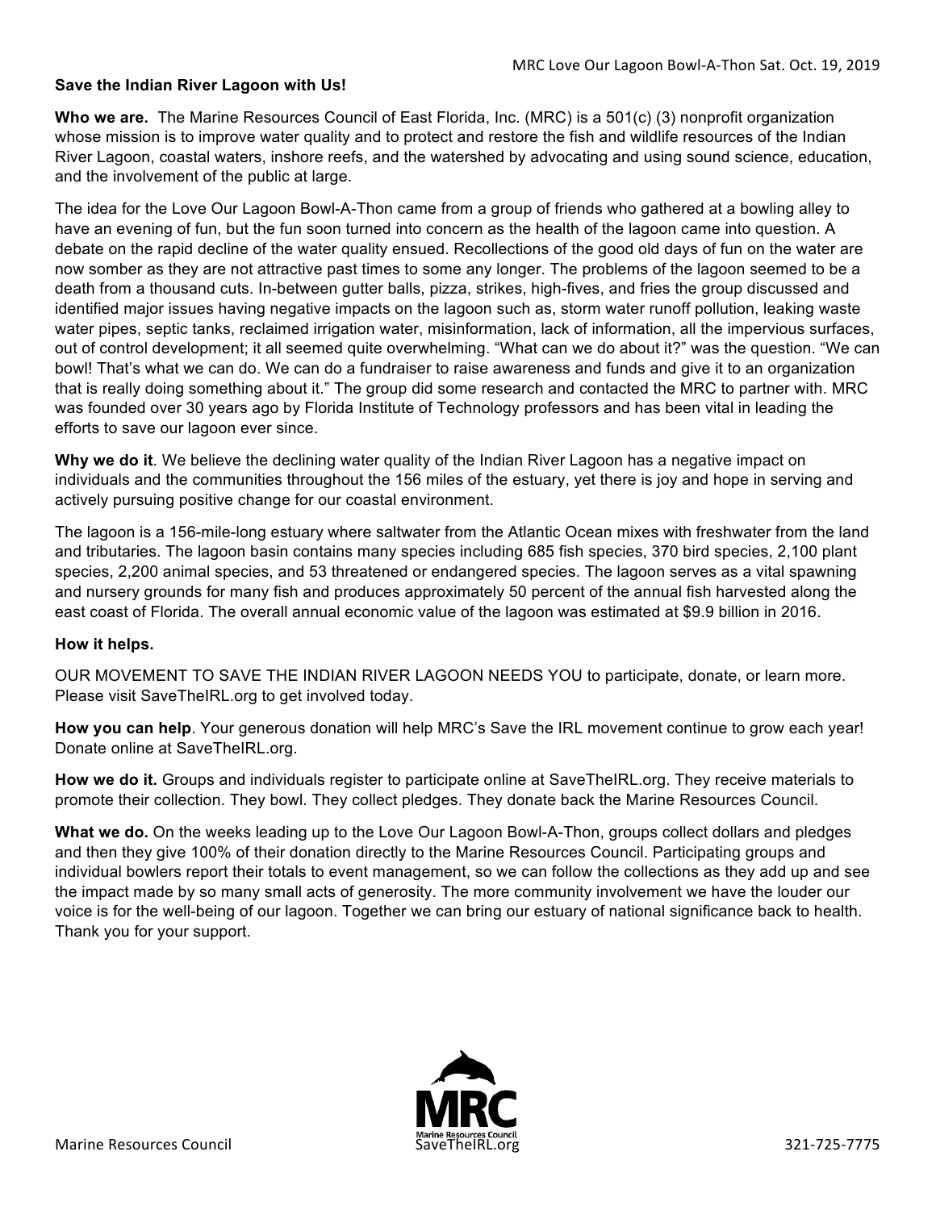**Save the Indian River Lagoon with Us!**

**Who we are.** The Marine Resources Council of East Florida, Inc. (MRC) is a 501(c) (3) nonprofit organization whose mission is to improve water quality and to protect and restore the fish and wildlife resources of the Indian River Lagoon, coastal waters, inshore reefs, and the watershed by advocating and using sound science, education, and the involvement of the public at large.

The idea for the Love Our Lagoon Bowl-A-Thon came from a group of friends who gathered at a bowling alley to have an evening of fun, but the fun soon turned into concern as the health of the lagoon came into question. A debate on the rapid decline of the water quality ensued. Recollections of the good old days of fun on the water are now somber as they are not attractive past times to some any longer. The problems of the lagoon seemed to be a death from a thousand cuts. In-between gutter balls, pizza, strikes, high-fives, and fries the group discussed and identified major issues having negative impacts on the lagoon such as, storm water runoff pollution, leaking waste water pipes, septic tanks, reclaimed irrigation water, misinformation, lack of information, all the impervious surfaces, out of control development; it all seemed quite overwhelming. "What can we do about it?" was the question. "We can bowl! That's what we can do. We can do a fundraiser to raise awareness and funds and give it to an organization that is really doing something about it." The group did some research and contacted the MRC to partner with. MRC was founded over 30 years ago by Florida Institute of Technology professors and has been vital in leading the efforts to save our lagoon ever since.

**Why we do it**. We believe the declining water quality of the Indian River Lagoon has a negative impact on individuals and the communities throughout the 156 miles of the estuary, yet there is joy and hope in serving and actively pursuing positive change for our coastal environment.

The lagoon is a 156-mile-long estuary where saltwater from the Atlantic Ocean mixes with freshwater from the land and tributaries. The lagoon basin contains many species including 685 fish species, 370 bird species, 2,100 plant species, 2,200 animal species, and 53 threatened or endangered species. The lagoon serves as a vital spawning and nursery grounds for many fish and produces approximately 50 percent of the annual fish harvested along the east coast of Florida. The overall annual economic value of the lagoon was estimated at $9.9 billion in 2016.

**How it helps.**

OUR MOVEMENT TO SAVE THE INDIAN RIVER LAGOON NEEDS YOU to participate, donate, or learn more. Please visit SaveTheIRL.org to get involved today.

**How you can help**. Your generous donation will help MRC's Save the IRL movement continue to grow each year! Donate online at SaveTheIRL.org.

**How we do it.** Groups and individuals register to participate online at SaveTheIRL.org. They receive materials to promote their collection. They bowl. They collect pledges. They donate back the Marine Resources Council.

**What we do.** On the weeks leading up to the Love Our Lagoon Bowl-A-Thon, groups collect dollars and pledges and then they give 100% of their donation directly to the Marine Resources Council. Participating groups and individual bowlers report their totals to event management, so we can follow the collections as they add up and see the impact made by so many small acts of generosity. The more community involvement we have the louder our voice is for the well-being of our lagoon. Together we can bring our estuary of national significance back to health. Thank you for your support.

Marine Resources Council | SaveTheIRL.org | 321-725-7775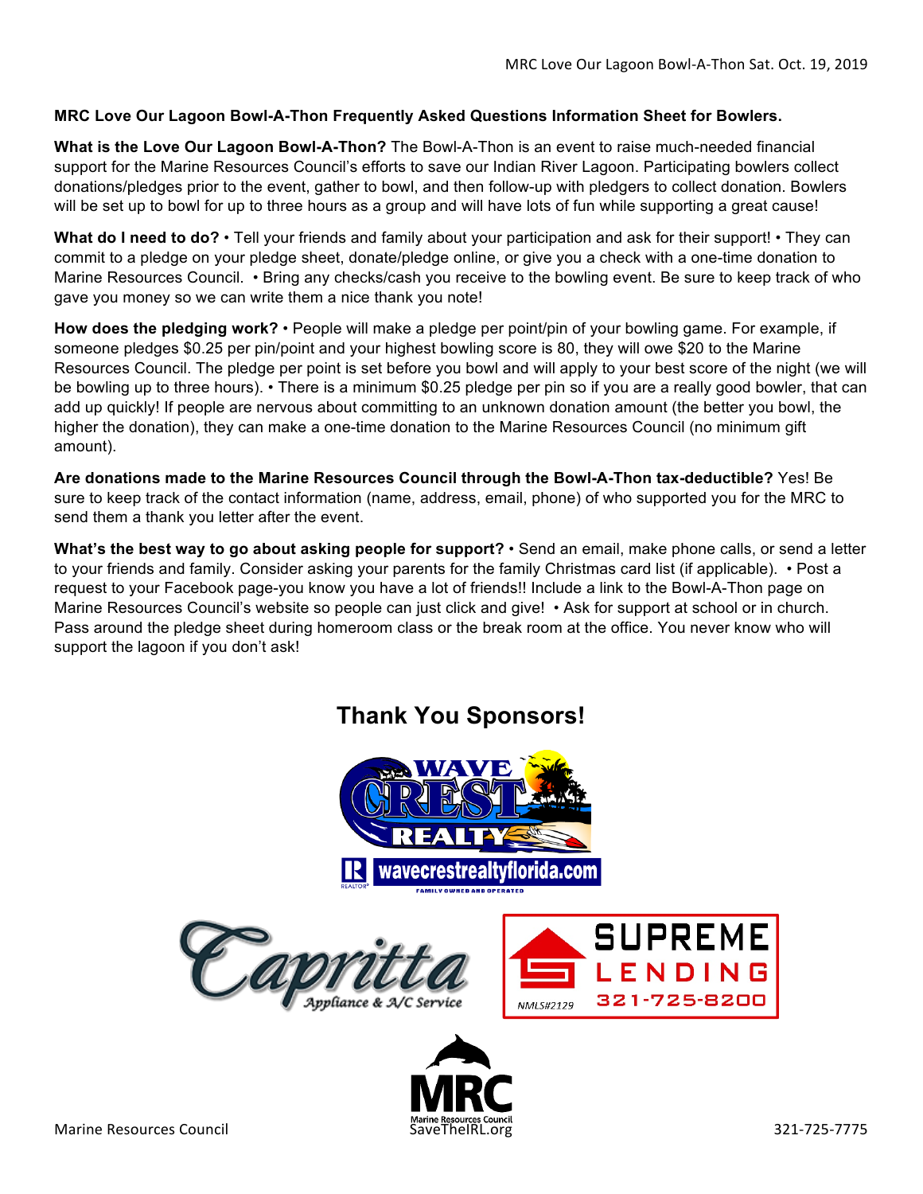**MRC Love Our Lagoon Bowl-A-Thon Frequently Asked Questions Information Sheet for Bowlers.**

**What is the Love Our Lagoon Bowl-A-Thon?** The Bowl-A-Thon is an event to raise much-needed financial support for the Marine Resources Council's efforts to save our Indian River Lagoon. Participating bowlers collect donations/pledges prior to the event, gather to bowl, and then follow-up with pledgers to collect donation. Bowlers will be set up to bowl for up to three hours as a group and will have lots of fun while supporting a great cause!

**What do I need to do?** • Tell your friends and family about your participation and ask for their support! • They can commit to a pledge on your pledge sheet, donate/pledge online, or give you a check with a one-time donation to Marine Resources Council. • Bring any checks/cash you receive to the bowling event. Be sure to keep track of who gave you money so we can write them a nice thank you note!

**How does the pledging work?** • People will make a pledge per point/pin of your bowling game. For example, if someone pledges $0.25 per pin/point and your highest bowling score is 80, they will owe $20 to the Marine Resources Council. The pledge per point is set before you bowl and will apply to your best score of the night (we will be bowling up to three hours). • There is a minimum $0.25 pledge per pin so if you are a really good bowler, that can add up quickly! If people are nervous about committing to an unknown donation amount (the better you bowl, the higher the donation), they can make a one-time donation to the Marine Resources Council (no minimum gift amount).

**Are donations made to the Marine Resources Council through the Bowl-A-Thon tax-deductible?** Yes! Be sure to keep track of the contact information (name, address, email, phone) of who supported you for the MRC to send them a thank you letter after the event.

**What's the best way to go about asking people for support?** • Send an email, make phone calls, or send a letter to your friends and family. Consider asking your parents for the family Christmas card list (if applicable). • Post a request to your Facebook page-you know you have a lot of friends!! Include a link to the Bowl-A-Thon page on Marine Resources Council's website so people can just click and give! • Ask for support at school or in church. Pass around the pledge sheet during homeroom class or the break room at the office. You never know who will support the lagoon if you don't ask!

## Thank You Sponsors!

Wave Crest Realty
wavecrestrealtyflorida.com
FAMILY OWNED AND OPERATED

Capritta Appliance & A/C Service

Supreme Lending
NMLS#2129
321-725-8200

MRC
Marine Resources Council
SaveTheIRL.org

Marine Resources Council

321-725-7775